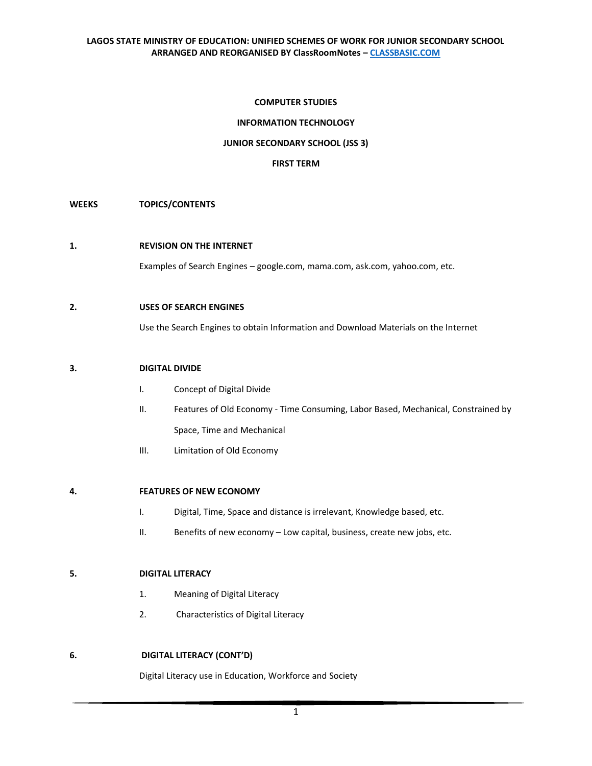**LAGOS STATE MINISTRY OF EDUCATION: UNIFIED SCHEMES OF WORK FOR JUNIOR SECONDARY SCHOOL**
**ARRANGED AND REORGANISED BY ClassRoomNotes – CLASSBASIC.COM**

# COMPUTER STUDIES

## INFORMATION TECHNOLOGY

## JUNIOR SECONDARY SCHOOL (JSS 3)

## FIRST TERM

**WEEKS** **TOPICS/CONTENTS**

**1. REVISION ON THE INTERNET**

Examples of Search Engines – google.com, mama.com, ask.com, yahoo.com, etc.

**2. USES OF SEARCH ENGINES**

Use the Search Engines to obtain Information and Download Materials on the Internet

**3. DIGITAL DIVIDE**

I. Concept of Digital Divide

II. Features of Old Economy - Time Consuming, Labor Based, Mechanical, Constrained by Space, Time and Mechanical

III. Limitation of Old Economy

**4. FEATURES OF NEW ECONOMY**

I. Digital, Time, Space and distance is irrelevant, Knowledge based, etc.

II. Benefits of new economy – Low capital, business, create new jobs, etc.

**5. DIGITAL LITERACY**

1. Meaning of Digital Literacy
2. Characteristics of Digital Literacy

**6. DIGITAL LITERACY (CONT'D)**

Digital Literacy use in Education, Workforce and Society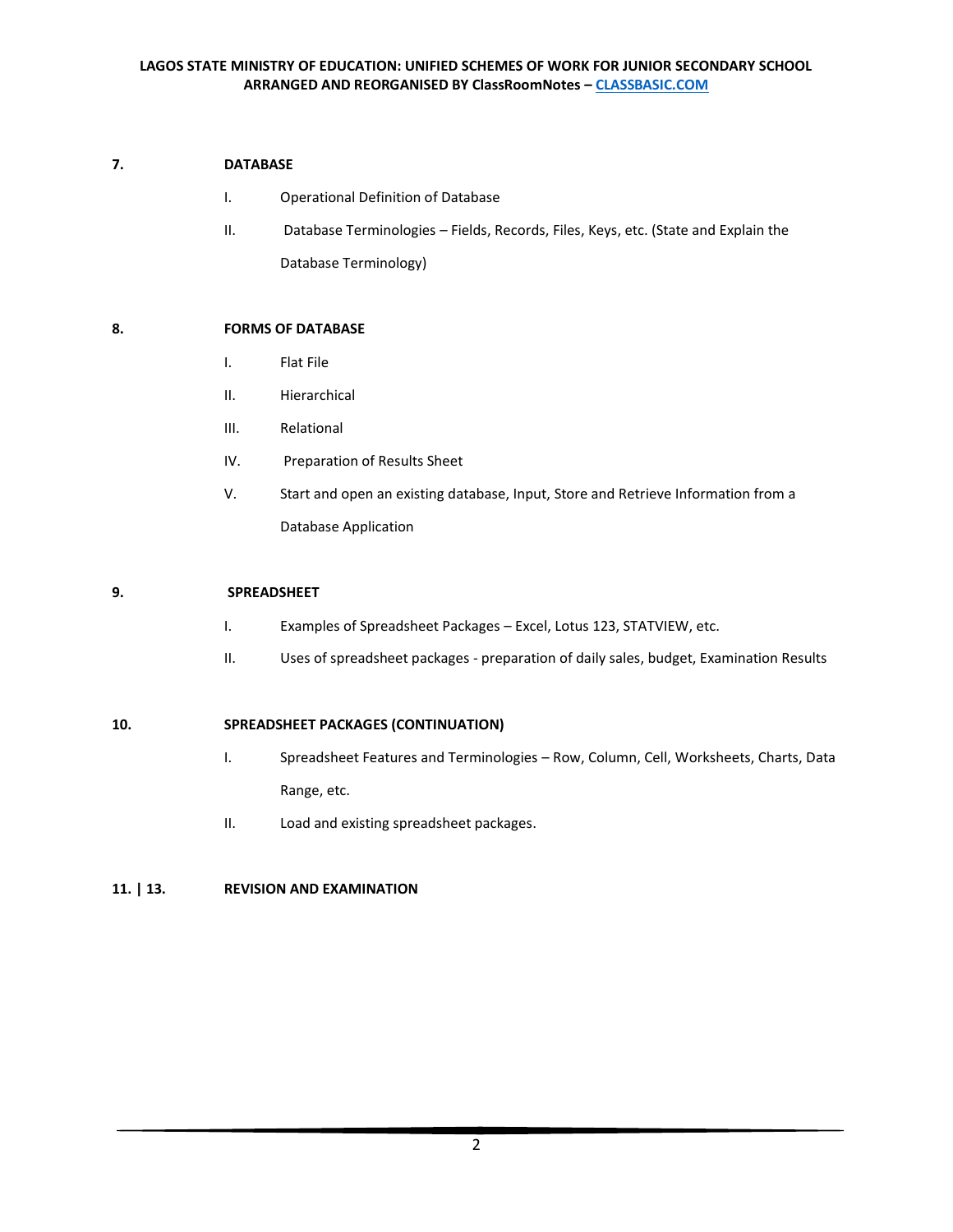**7. DATABASE**

I. Operational Definition of Database

II. Database Terminologies – Fields, Records, Files, Keys, etc. (State and Explain the Database Terminology)

**8. FORMS OF DATABASE**

I. Flat File

II. Hierarchical

III. Relational

IV. Preparation of Results Sheet

V. Start and open an existing database, Input, Store and Retrieve Information from a Database Application

**9. SPREADSHEET**

I. Examples of Spreadsheet Packages – Excel, Lotus 123, STATVIEW, etc.

II. Uses of spreadsheet packages - preparation of daily sales, budget, Examination Results

**10. SPREADSHEET PACKAGES (CONTINUATION)**

I. Spreadsheet Features and Terminologies – Row, Column, Cell, Worksheets, Charts, Data Range, etc.

II. Load and existing spreadsheet packages.

**11. | 13. REVISION AND EXAMINATION**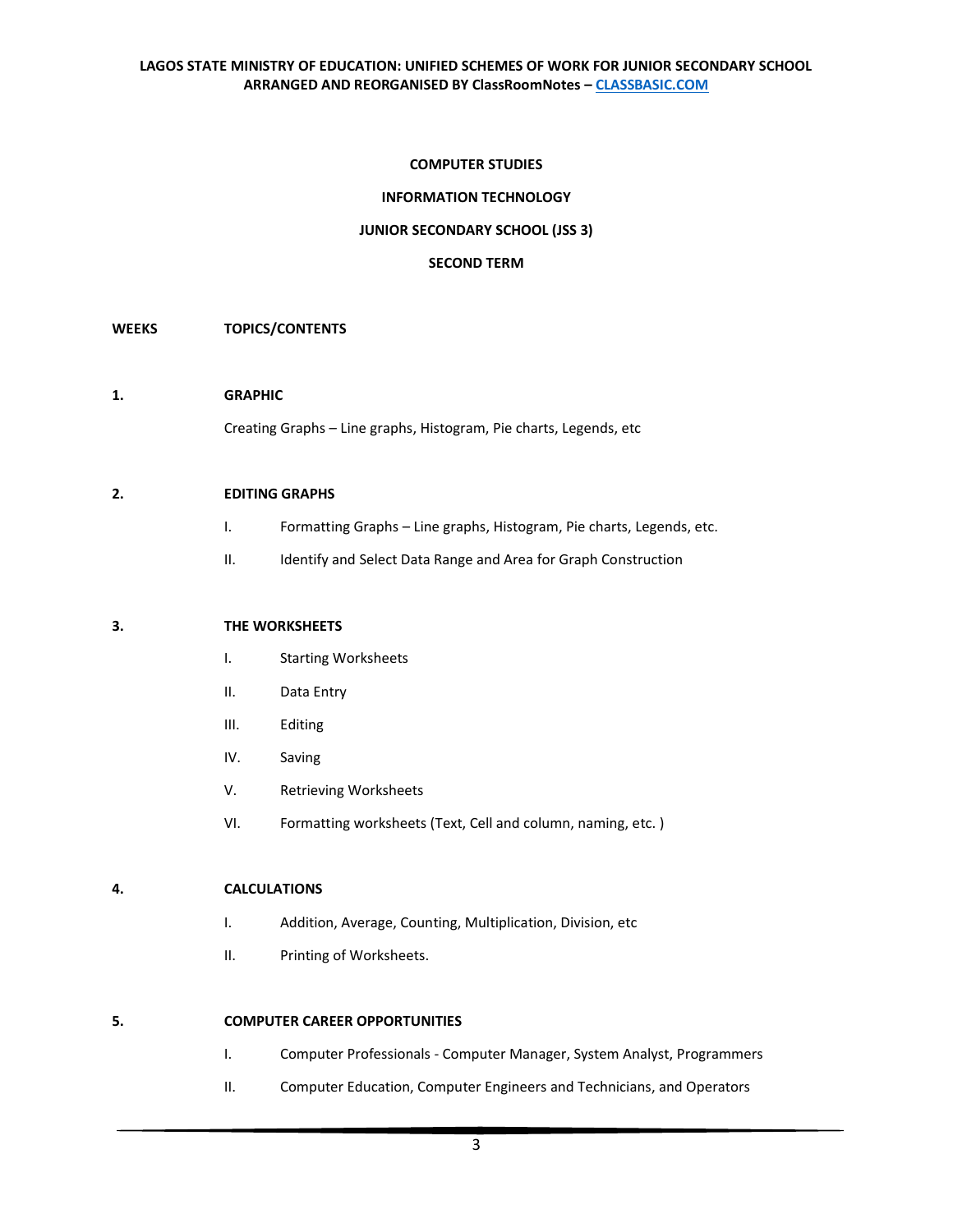**COMPUTER STUDIES**

**INFORMATION TECHNOLOGY**

**JUNIOR SECONDARY SCHOOL (JSS 3)**

**SECOND TERM**

**WEEKS** **TOPICS/CONTENTS**

**1. GRAPHIC**

Creating Graphs – Line graphs, Histogram, Pie charts, Legends, etc

**2. EDITING GRAPHS**

I. Formatting Graphs – Line graphs, Histogram, Pie charts, Legends, etc.

II. Identify and Select Data Range and Area for Graph Construction

**3. THE WORKSHEETS**

I. Starting Worksheets

II. Data Entry

III. Editing

IV. Saving

V. Retrieving Worksheets

VI. Formatting worksheets (Text, Cell and column, naming, etc. )

**4. CALCULATIONS**

I. Addition, Average, Counting, Multiplication, Division, etc

II. Printing of Worksheets.

**5. COMPUTER CAREER OPPORTUNITIES**

I. Computer Professionals - Computer Manager, System Analyst, Programmers

II. Computer Education, Computer Engineers and Technicians, and Operators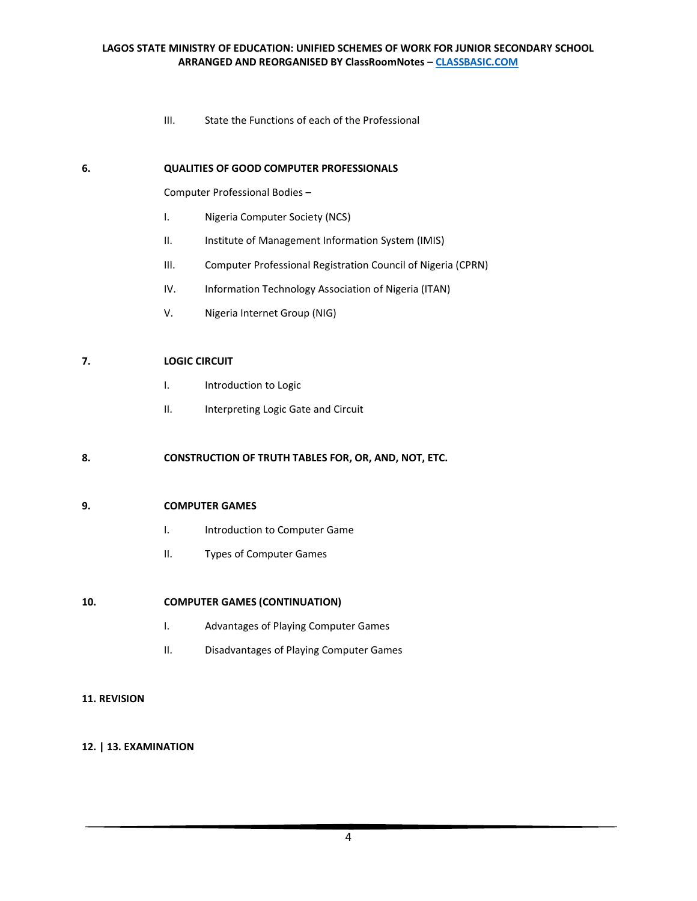III. State the Functions of each of the Professional

**6. QUALITIES OF GOOD COMPUTER PROFESSIONALS**

Computer Professional Bodies –

I. Nigeria Computer Society (NCS)

II. Institute of Management Information System (IMIS)

III. Computer Professional Registration Council of Nigeria (CPRN)

IV. Information Technology Association of Nigeria (ITAN)

V. Nigeria Internet Group (NIG)

**7. LOGIC CIRCUIT**

I. Introduction to Logic

II. Interpreting Logic Gate and Circuit

**8. CONSTRUCTION OF TRUTH TABLES FOR, OR, AND, NOT, ETC.**

**9. COMPUTER GAMES**

I. Introduction to Computer Game

II. Types of Computer Games

**10. COMPUTER GAMES (CONTINUATION)**

I. Advantages of Playing Computer Games

II. Disadvantages of Playing Computer Games

**11. REVISION**

**12. | 13. EXAMINATION**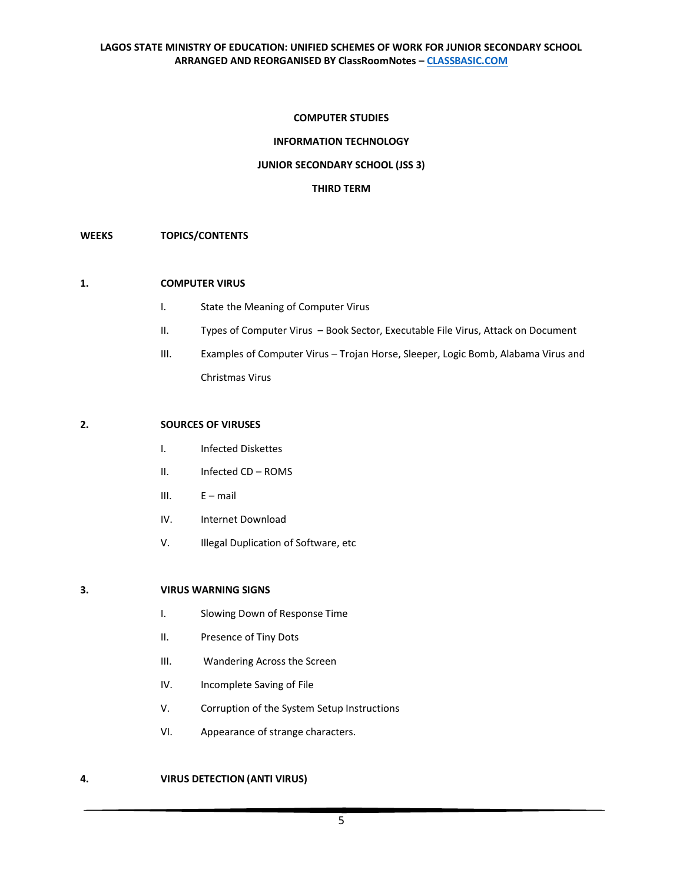**COMPUTER STUDIES**

**INFORMATION TECHNOLOGY**

**JUNIOR SECONDARY SCHOOL (JSS 3)**

**THIRD TERM**

**WEEKS TOPICS/CONTENTS**

**1. COMPUTER VIRUS**

- I. State the Meaning of Computer Virus
- II. Types of Computer Virus – Book Sector, Executable File Virus, Attack on Document
- III. Examples of Computer Virus – Trojan Horse, Sleeper, Logic Bomb, Alabama Virus and Christmas Virus

**2. SOURCES OF VIRUSES**

- I. Infected Diskettes
- II. Infected CD – ROMS
- III. E – mail
- IV. Internet Download
- V. Illegal Duplication of Software, etc

**3. VIRUS WARNING SIGNS**

- I. Slowing Down of Response Time
- II. Presence of Tiny Dots
- III. Wandering Across the Screen
- IV. Incomplete Saving of File
- V. Corruption of the System Setup Instructions
- VI. Appearance of strange characters.

**4. VIRUS DETECTION (ANTI VIRUS)**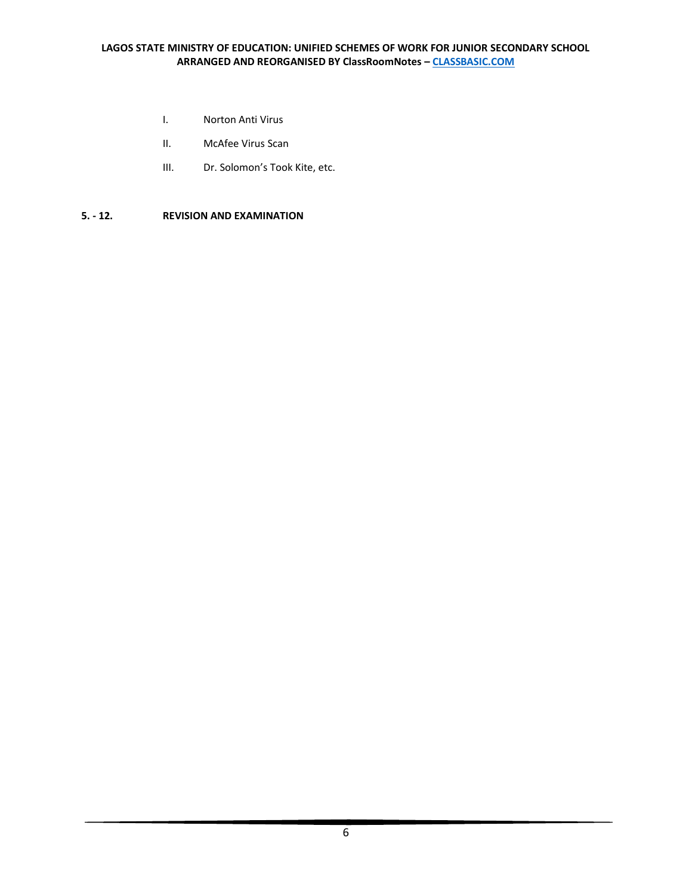I. Norton Anti Virus

II. McAfee Virus Scan

III. Dr. Solomon's Took Kite, etc.

**5. - 12. REVISION AND EXAMINATION**